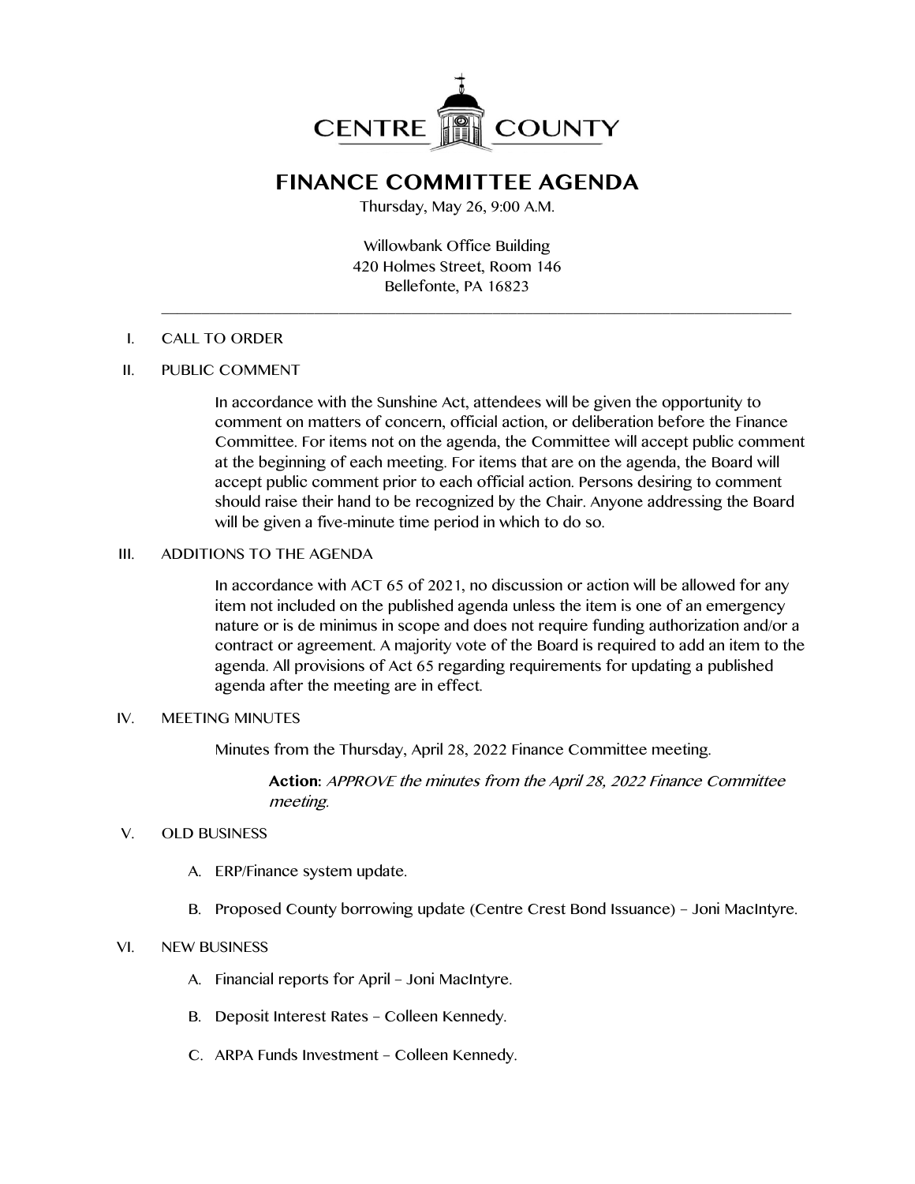CENTRE COUNTY

# FINANCE COMMITTEE AGENDA

Thursday, May 26, 9:00 A.M.

Willowbank Office Building
420 Holmes Street, Room 146
Bellefonte, PA 16823

---

I. CALL TO ORDER

II. PUBLIC COMMENT

In accordance with the Sunshine Act, attendees will be given the opportunity to comment on matters of concern, official action, or deliberation before the Finance Committee. For items not on the agenda, the Committee will accept public comment at the beginning of each meeting. For items that are on the agenda, the Board will accept public comment prior to each official action. Persons desiring to comment should raise their hand to be recognized by the Chair. Anyone addressing the Board will be given a five-minute time period in which to do so.

III. ADDITIONS TO THE AGENDA

In accordance with ACT 65 of 2021, no discussion or action will be allowed for any item not included on the published agenda unless the item is one of an emergency nature or is de minimus in scope and does not require funding authorization and/or a contract or agreement. A majority vote of the Board is required to add an item to the agenda. All provisions of Act 65 regarding requirements for updating a published agenda after the meeting are in effect.

IV. MEETING MINUTES

Minutes from the Thursday, April 28, 2022 Finance Committee meeting.

**Action:** *APPROVE the minutes from the April 28, 2022 Finance Committee meeting.*

V. OLD BUSINESS

A. ERP/Finance system update.

B. Proposed County borrowing update (Centre Crest Bond Issuance) – Joni MacIntyre.

VI. NEW BUSINESS

A. Financial reports for April – Joni MacIntyre.

B. Deposit Interest Rates – Colleen Kennedy.

C. ARPA Funds Investment – Colleen Kennedy.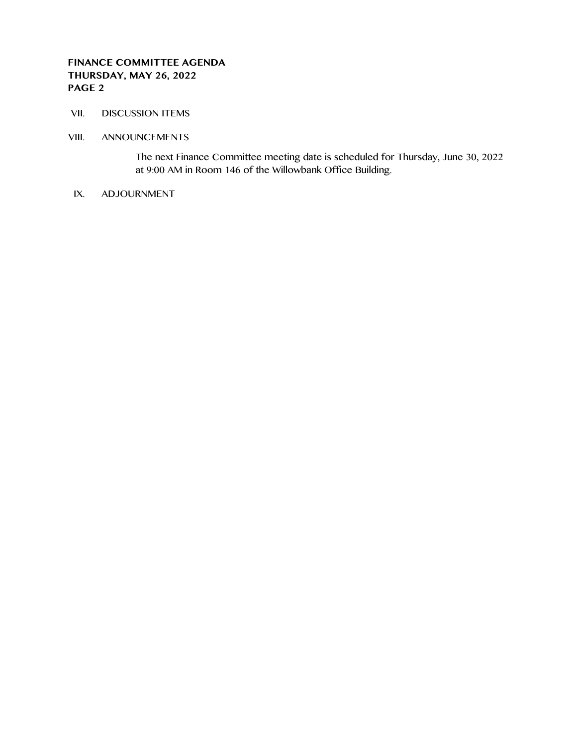VII. DISCUSSION ITEMS

VIII. ANNOUNCEMENTS

The next Finance Committee meeting date is scheduled for Thursday, June 30, 2022 at 9:00 AM in Room 146 of the Willowbank Office Building.

IX. ADJOURNMENT